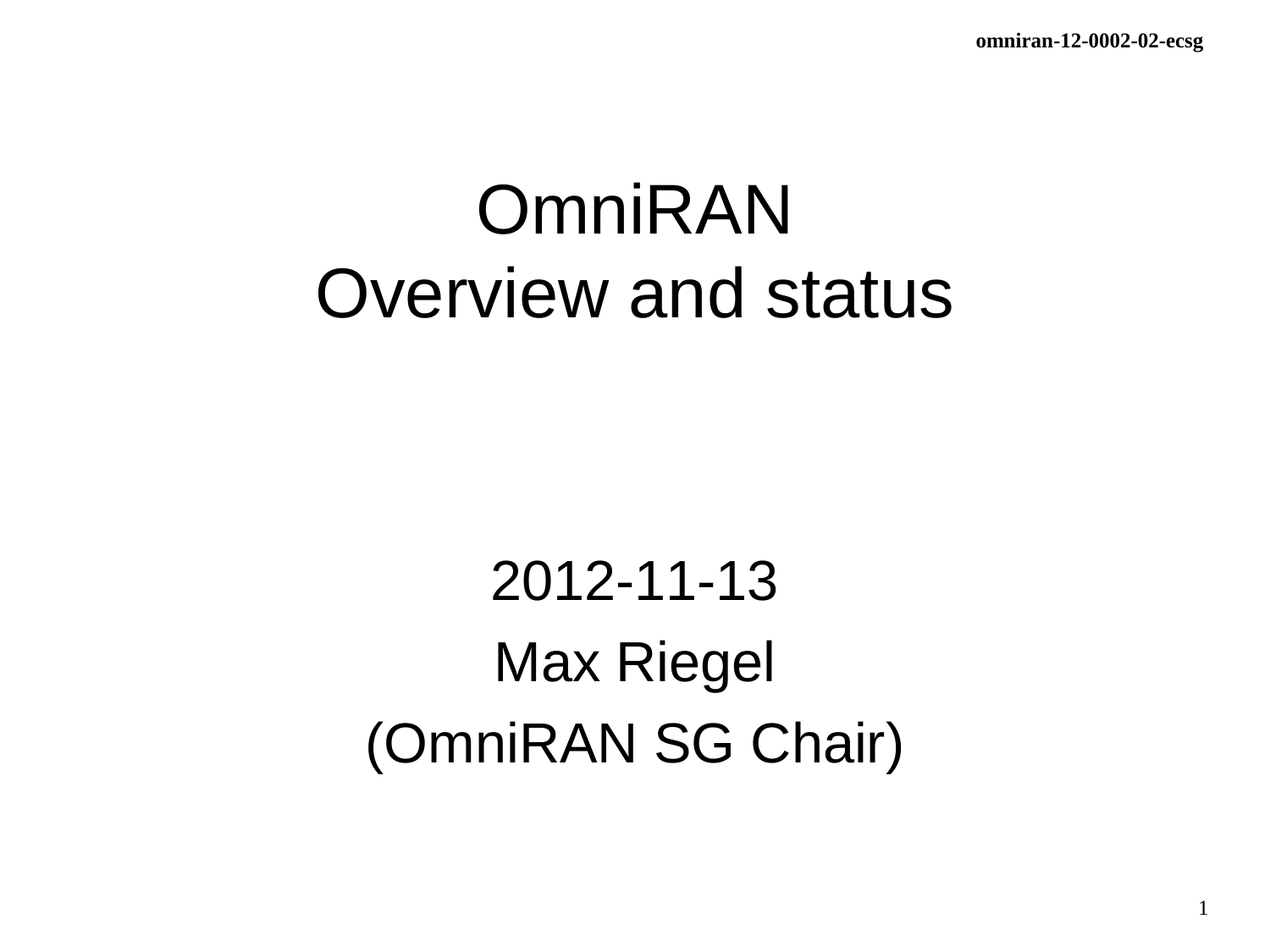# OmniRAN
# Overview and status

2012-11-13

Max Riegel

(OmniRAN SG Chair)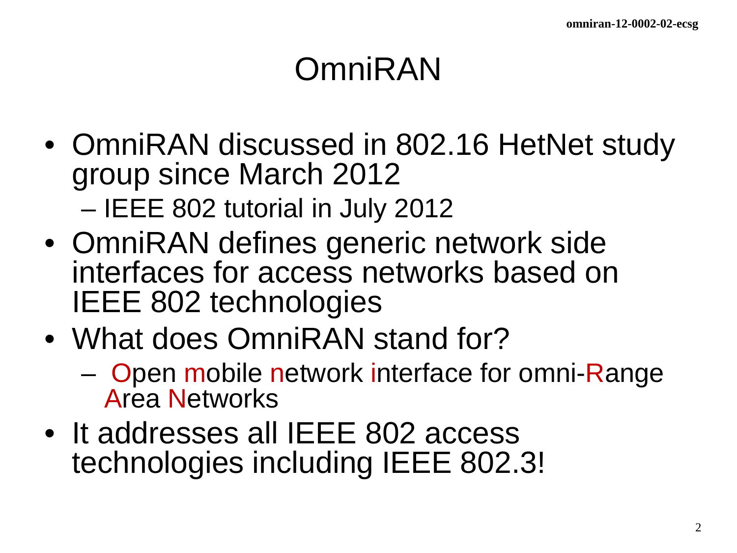# OmniRAN

- OmniRAN discussed in 802.16 HetNet study group since March 2012
  - IEEE 802 tutorial in July 2012
- OmniRAN defines generic network side interfaces for access networks based on IEEE 802 technologies
- What does OmniRAN stand for?
  - Open mobile network interface for omni-Range Area Networks
- It addresses all IEEE 802 access technologies including IEEE 802.3!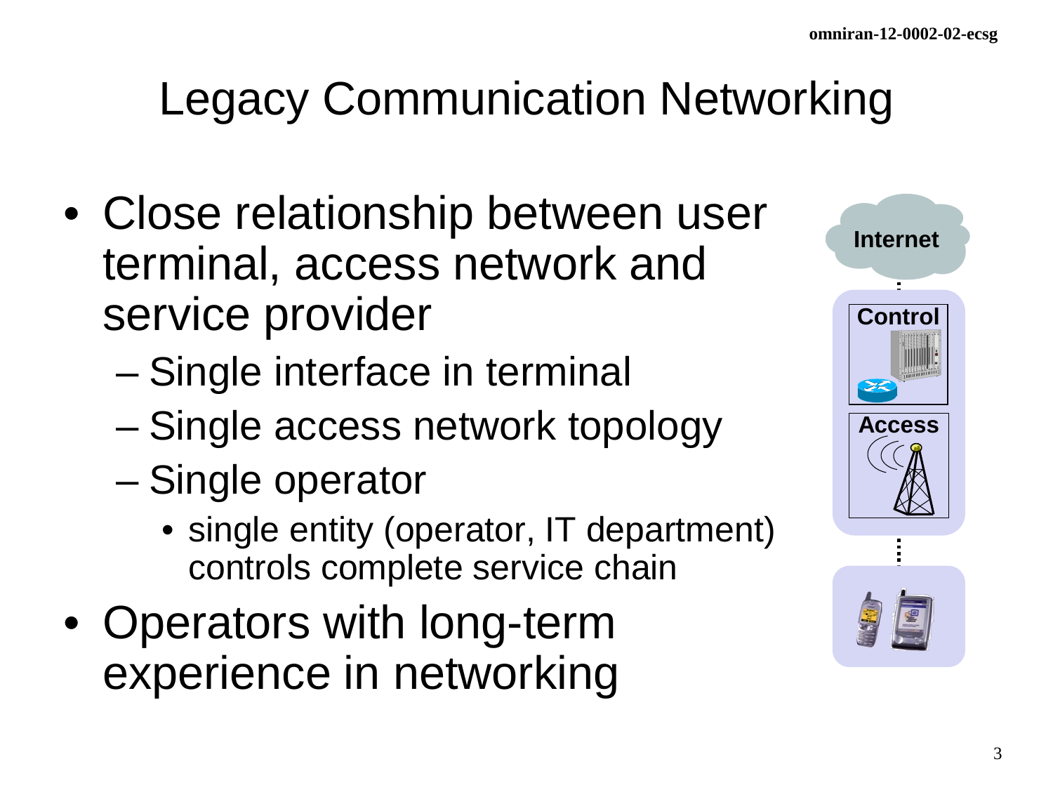# Legacy Communication Networking

- Close relationship between user terminal, access network and service provider
  - Single interface in terminal
  - Single access network topology
  - Single operator
    - single entity (operator, IT department) controls complete service chain
- Operators with long-term experience in networking

Internet

Control

Access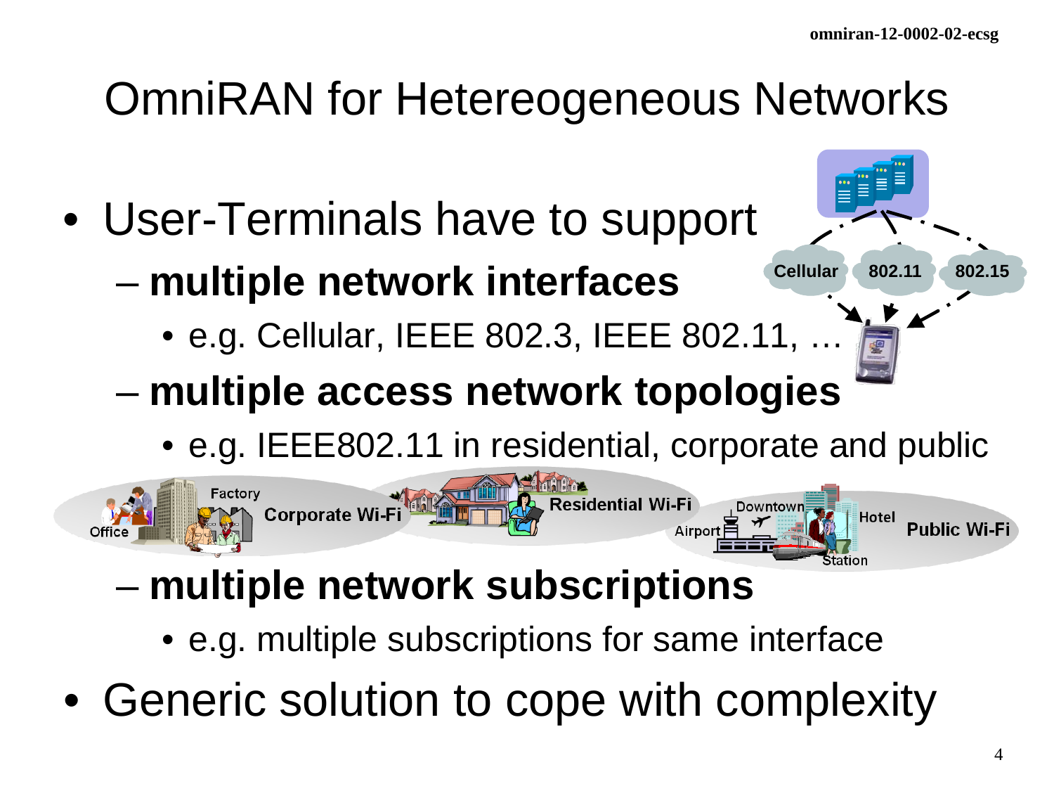# OmniRAN for Hetereogeneous Networks

- User-Terminals have to support
  - **multiple network interfaces**
    - e.g. Cellular, IEEE 802.3, IEEE 802.11, …
  - **multiple access network topologies**
    - e.g. IEEE802.11 in residential, corporate and public
  - **multiple network subscriptions**
    - e.g. multiple subscriptions for same interface
- Generic solution to cope with complexity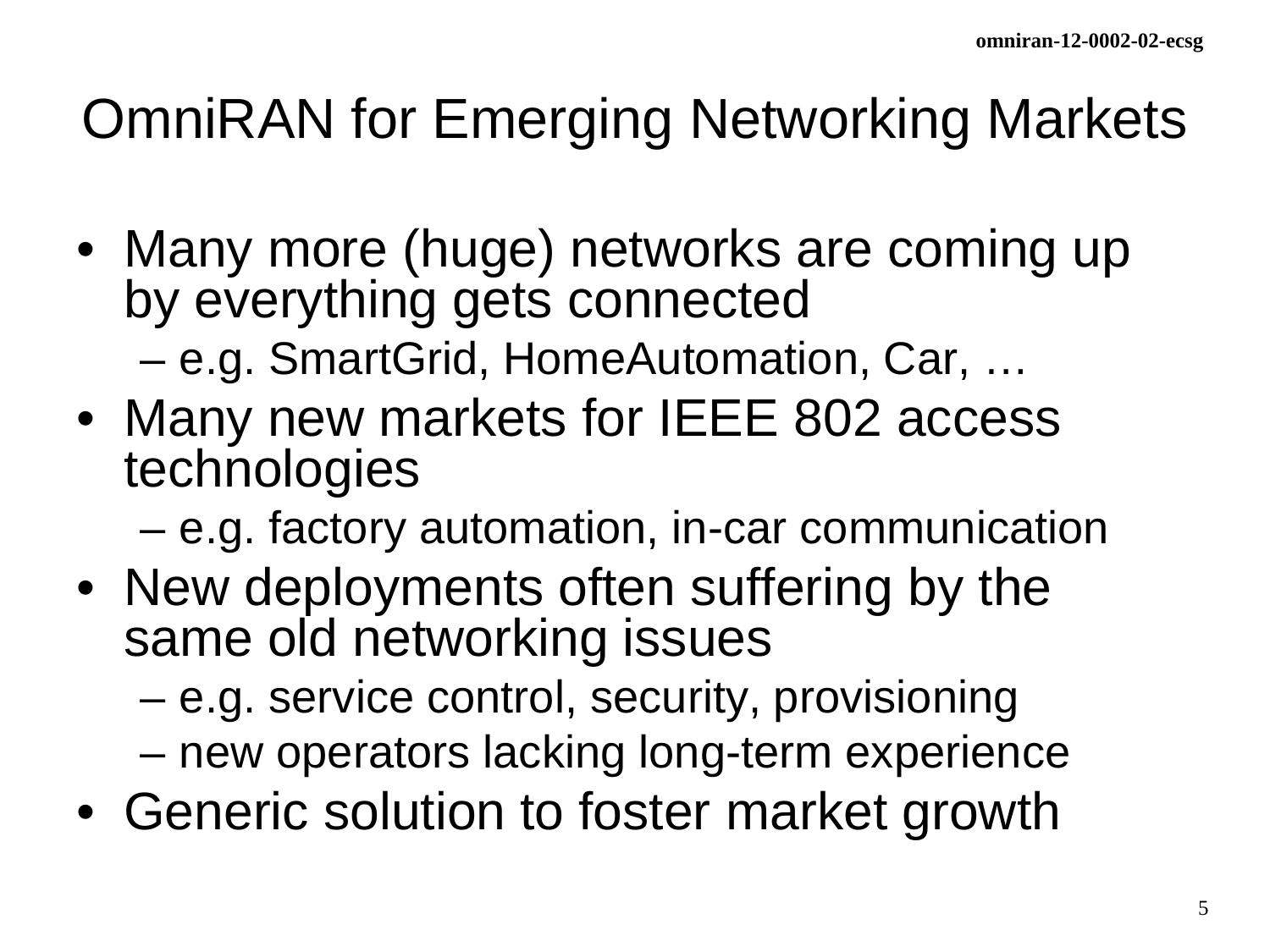# OmniRAN for Emerging Networking Markets

- Many more (huge) networks are coming up by everything gets connected
  - e.g. SmartGrid, HomeAutomation, Car, …
- Many new markets for IEEE 802 access technologies
  - e.g. factory automation, in-car communication
- New deployments often suffering by the same old networking issues
  - e.g. service control, security, provisioning
  - new operators lacking long-term experience
- Generic solution to foster market growth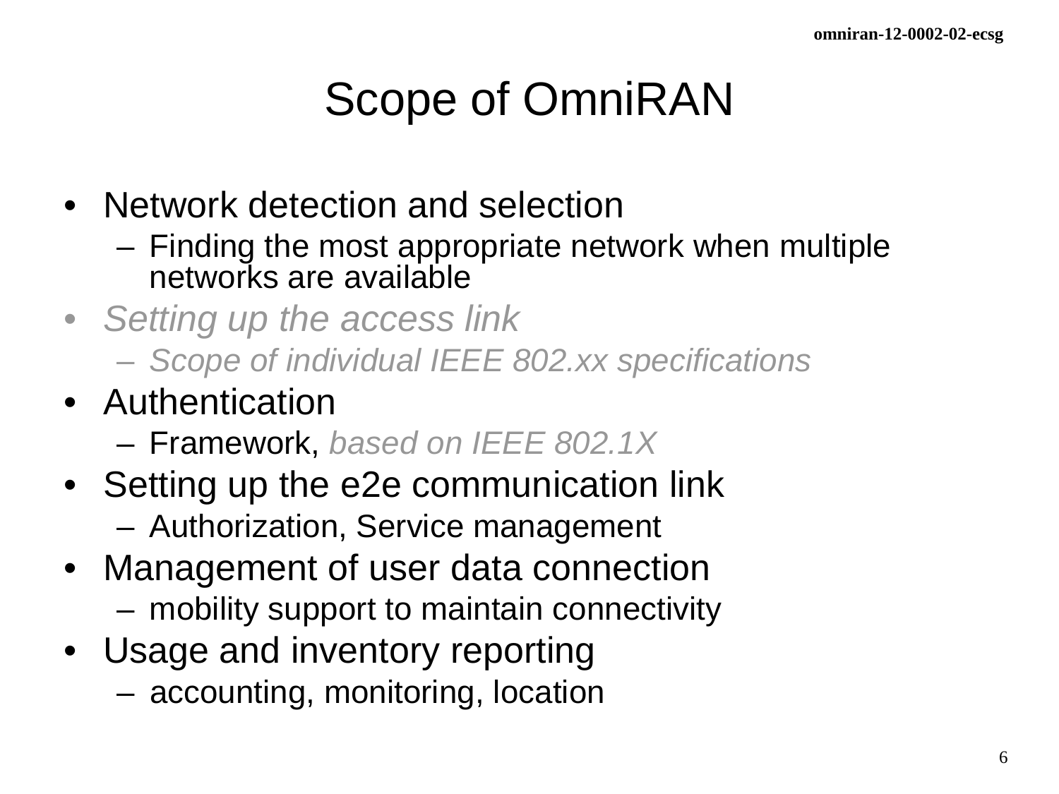# Scope of OmniRAN

- Network detection and selection
  - Finding the most appropriate network when multiple networks are available
- *Setting up the access link*
  - *Scope of individual IEEE 802.xx specifications*
- Authentication
  - Framework, *based on IEEE 802.1X*
- Setting up the e2e communication link
  - Authorization, Service management
- Management of user data connection
  - mobility support to maintain connectivity
- Usage and inventory reporting
  - accounting, monitoring, location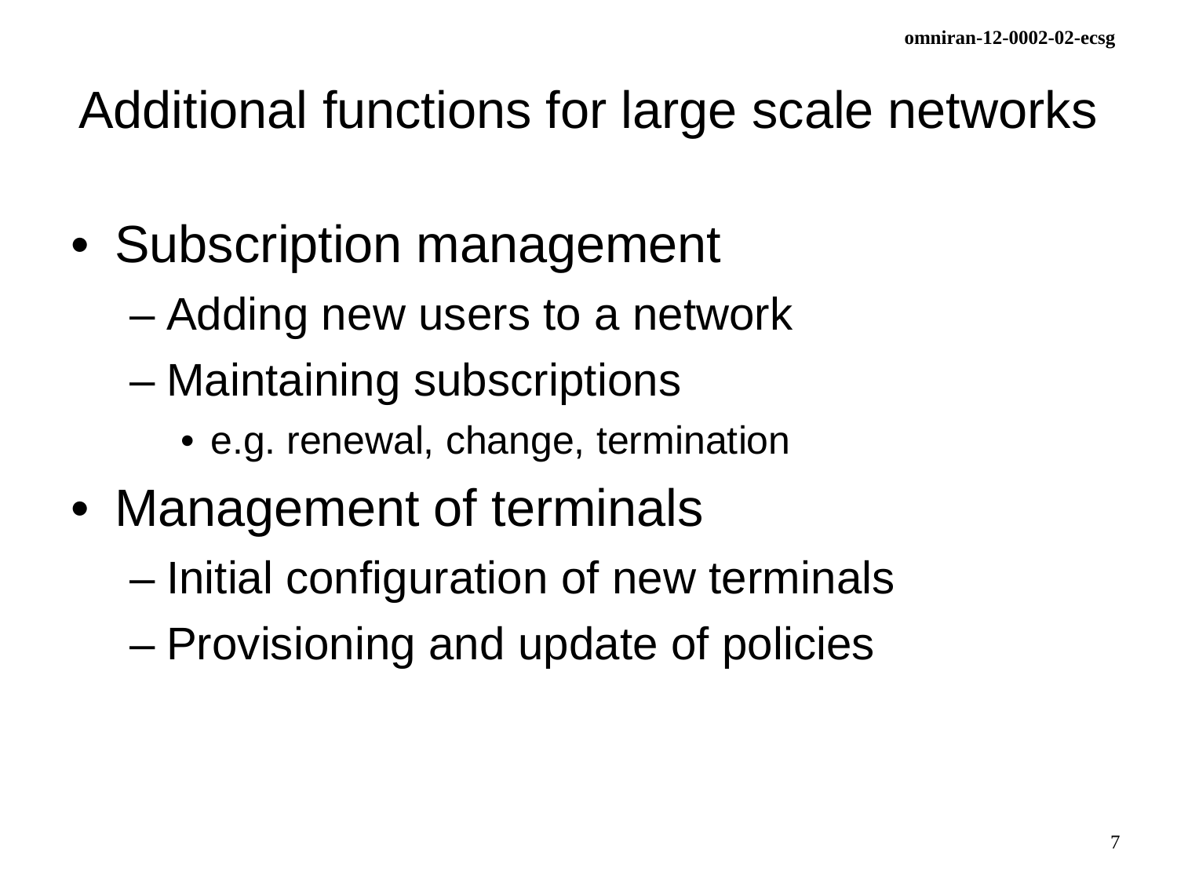# Additional functions for large scale networks

- Subscription management
  - Adding new users to a network
  - Maintaining subscriptions
    - e.g. renewal, change, termination
- Management of terminals
  - Initial configuration of new terminals
  - Provisioning and update of policies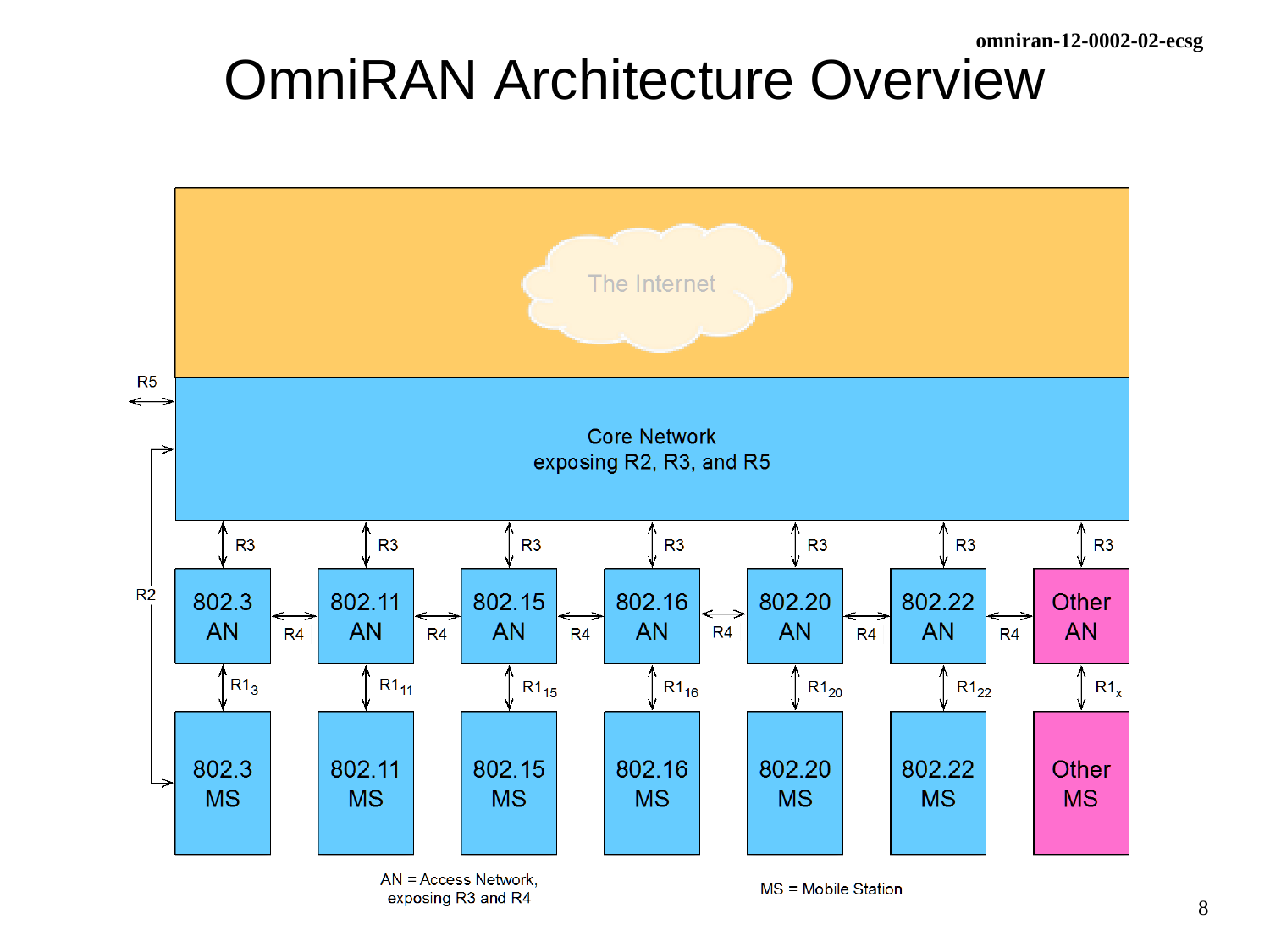# OmniRAN Architecture Overview

The Internet

Core Network
exposing R2, R3, and R5

R5

R2

R3 R3 R3 R3 R3 R3 R3

| 802.3 AN | R4 | 802.11 AN | R4 | 802.15 AN | R4 | 802.16 AN | R4 | 802.20 AN | R4 | 802.22 AN | R4 | Other AN |
|---|---|---|---|---|---|---|---|---|---|---|---|---|
| $R1_3$ | | $R1_{11}$ | | $R1_{15}$ | | $R1_{16}$ | | $R1_{20}$ | | $R1_{22}$ | | $R1_x$ |
| 802.3 MS | | 802.11 MS | | 802.15 MS | | 802.16 MS | | 802.20 MS | | 802.22 MS | | Other MS |

AN = Access Network, exposing R3 and R4

MS = Mobile Station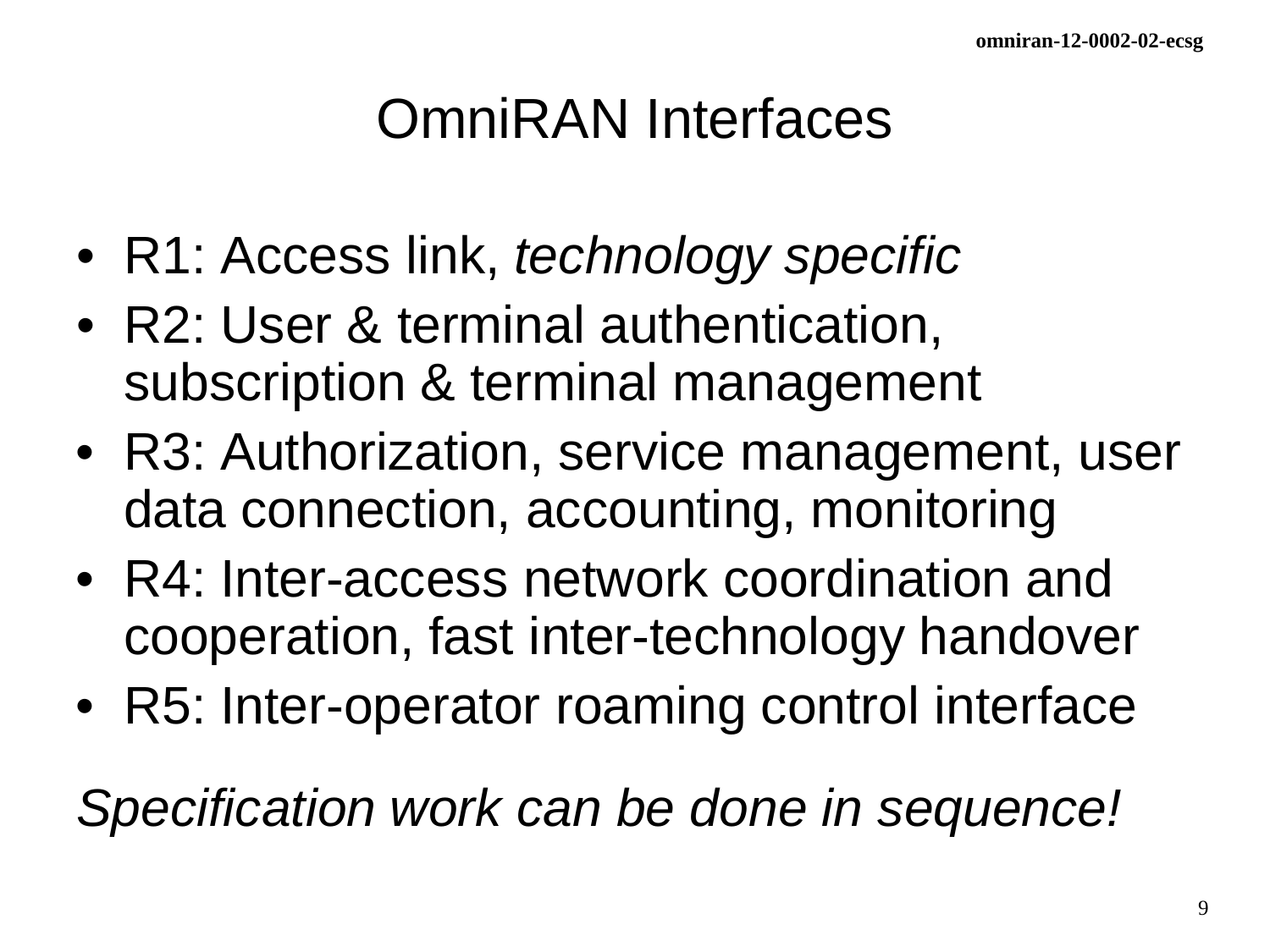# OmniRAN Interfaces

- R1: Access link, *technology specific*
- R2: User & terminal authentication, subscription & terminal management
- R3: Authorization, service management, user data connection, accounting, monitoring
- R4: Inter-access network coordination and cooperation, fast inter-technology handover
- R5: Inter-operator roaming control interface

*Specification work can be done in sequence!*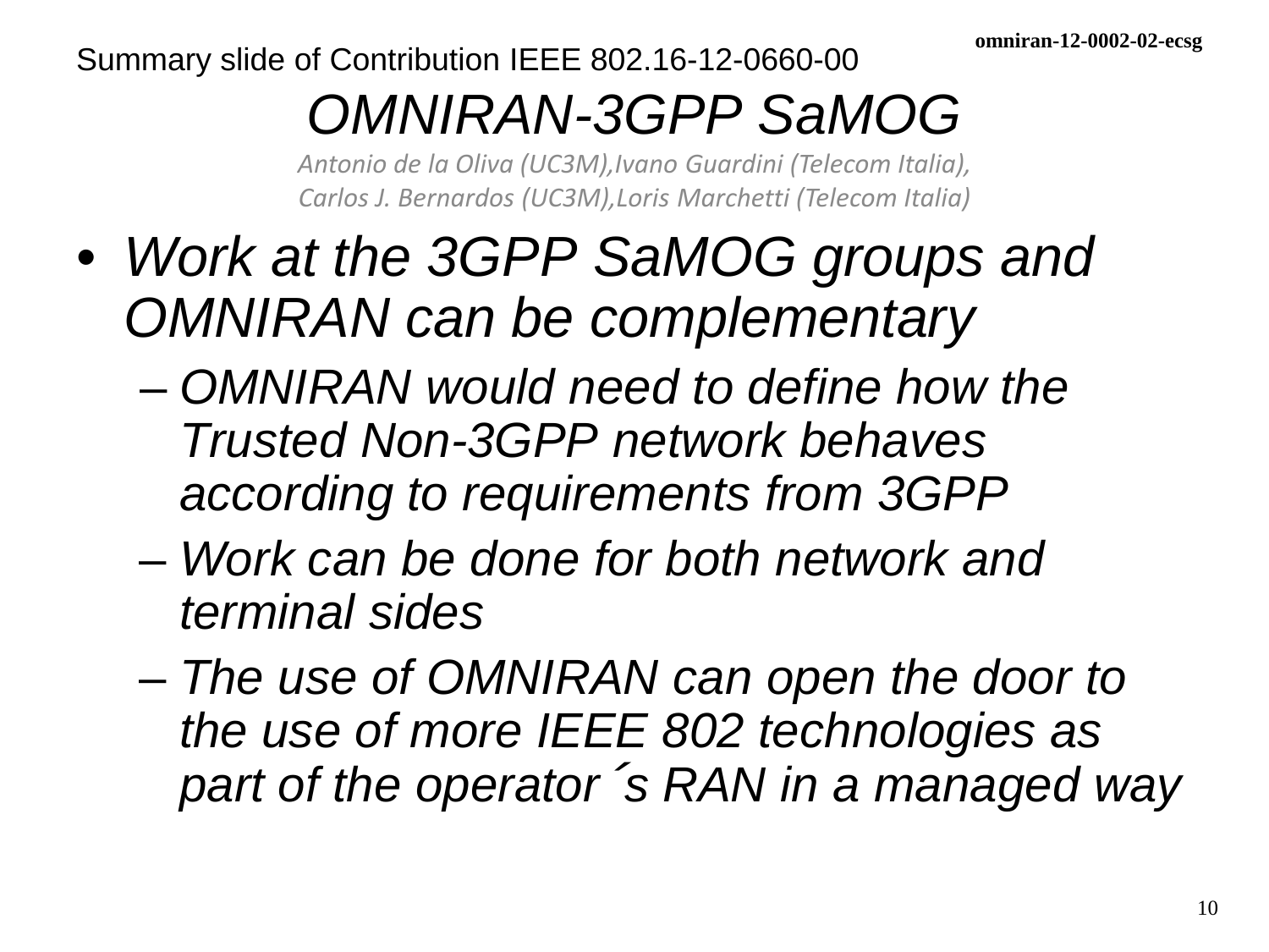Summary slide of Contribution IEEE 802.16-12-0660-00

# *OMNIRAN-3GPP SaMOG*

*Antonio de la Oliva (UC3M),Ivano Guardini (Telecom Italia), Carlos J. Bernardos (UC3M),Loris Marchetti (Telecom Italia)*

- *Work at the 3GPP SaMOG groups and OMNIRAN can be complementary*
  - *OMNIRAN would need to define how the Trusted Non-3GPP network behaves according to requirements from 3GPP*
  - *Work can be done for both network and terminal sides*
  - *The use of OMNIRAN can open the door to the use of more IEEE 802 technologies as part of the operator´s RAN in a managed way*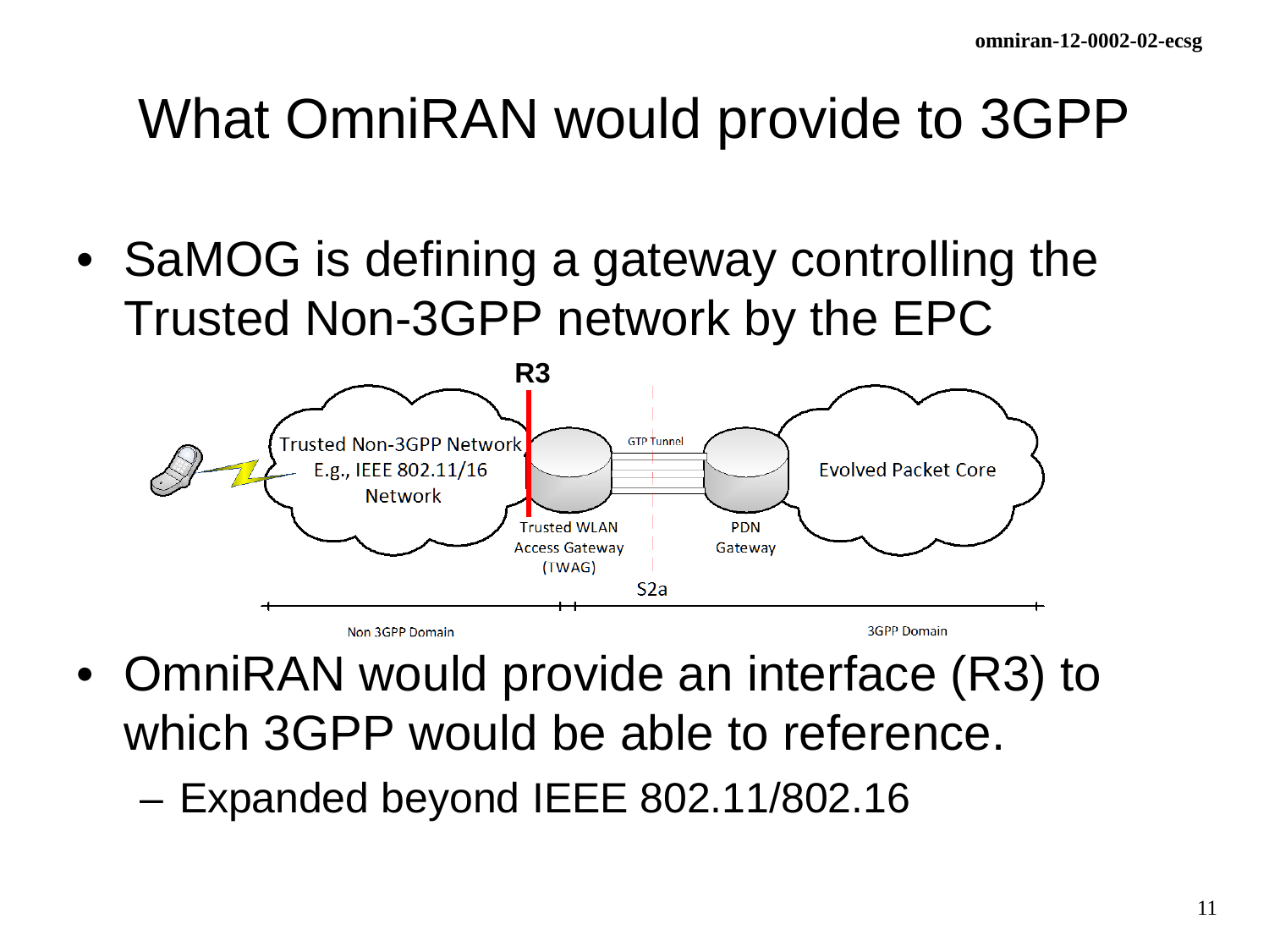# What OmniRAN would provide to 3GPP

- SaMOG is defining a gateway controlling the Trusted Non-3GPP network by the EPC

R3

Trusted Non-3GPP Network E.g., IEEE 802.11/16 Network

GTP Tunnel

Evolved Packet Core

Trusted WLAN Access Gateway (TWAG)

PDN Gateway

S2a

Non 3GPP Domain

3GPP Domain

- OmniRAN would provide an interface (R3) to which 3GPP would be able to reference.
  – Expanded beyond IEEE 802.11/802.16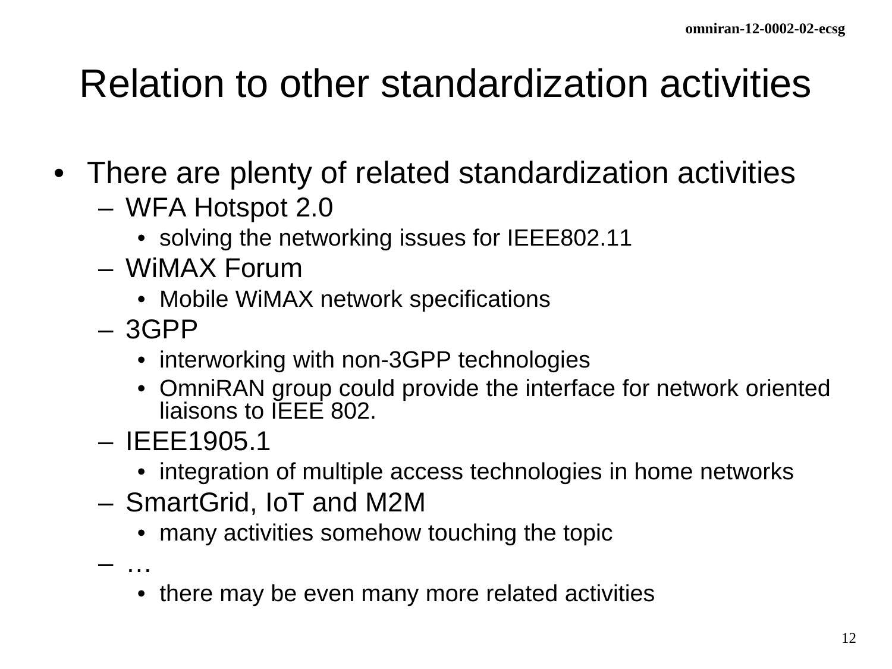# Relation to other standardization activities

- There are plenty of related standardization activities
  - WFA Hotspot 2.0
    - solving the networking issues for IEEE802.11
  - WiMAX Forum
    - Mobile WiMAX network specifications
  - 3GPP
    - interworking with non-3GPP technologies
    - OmniRAN group could provide the interface for network oriented liaisons to IEEE 802.
  - IEEE1905.1
    - integration of multiple access technologies in home networks
  - SmartGrid, IoT and M2M
    - many activities somehow touching the topic
  - …
    - there may be even many more related activities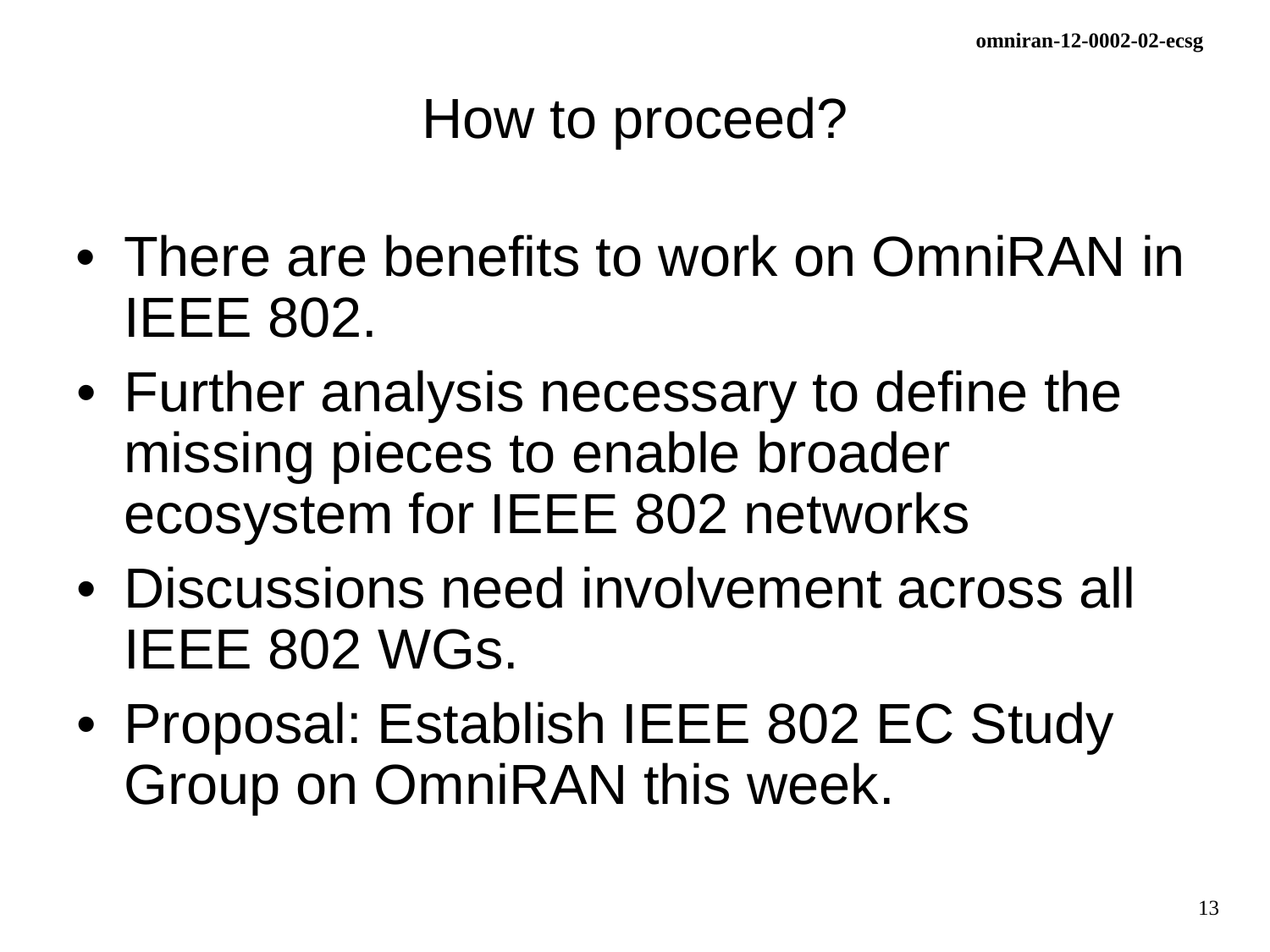# How to proceed?

- There are benefits to work on OmniRAN in IEEE 802.
- Further analysis necessary to define the missing pieces to enable broader ecosystem for IEEE 802 networks
- Discussions need involvement across all IEEE 802 WGs.
- Proposal: Establish IEEE 802 EC Study Group on OmniRAN this week.